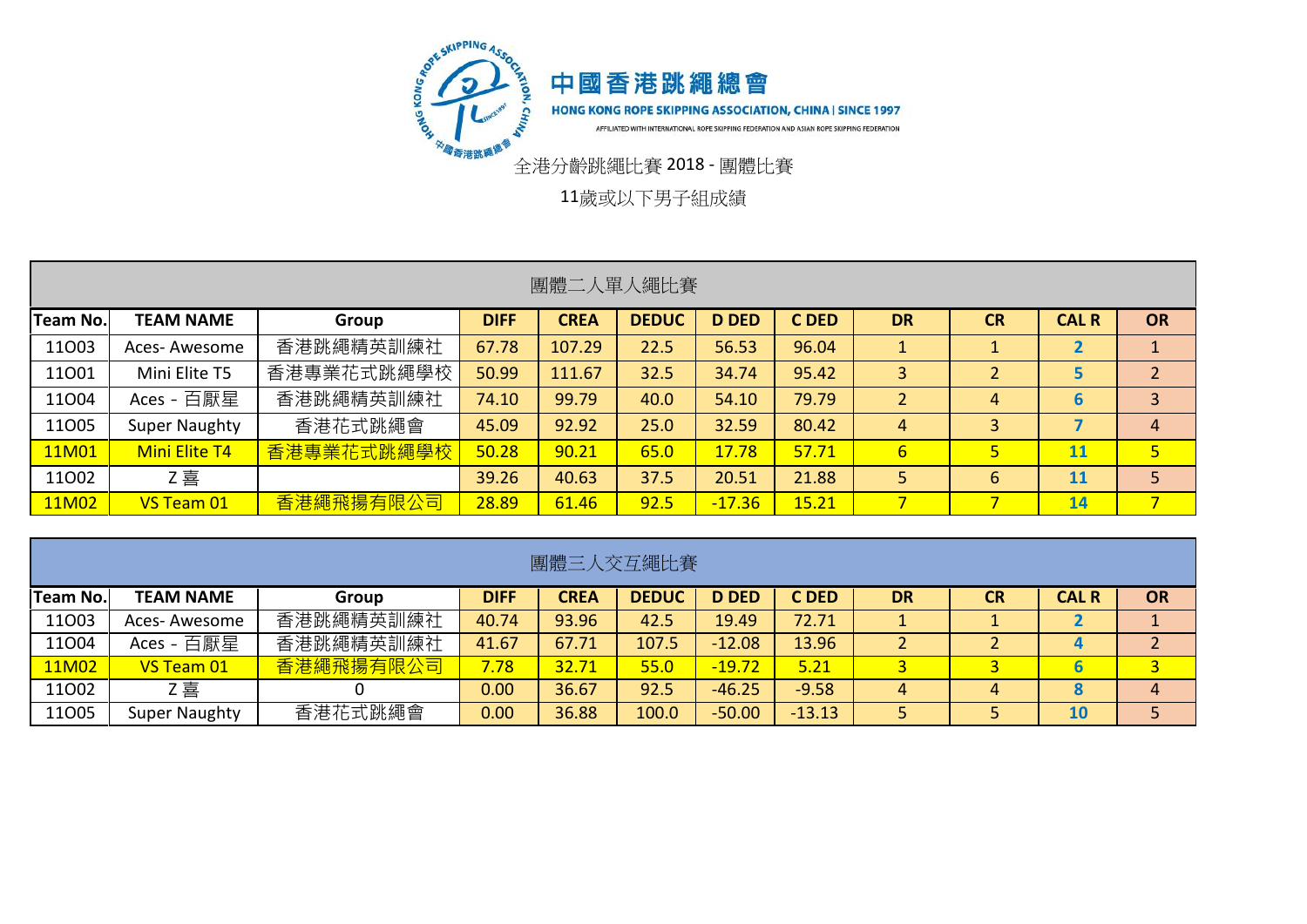# 中國香港跳繩總會

HONG KONG ROPE SKIPPING ASSOCIATION, CHINA | SINCE 1997

AFFILIATED WITH INTERNATIONAL ROPE SKIPPING FEDERATION AND ASIAN ROPE SKIPPING FEDERATION

## 全港分齡跳繩比賽 2018 - 團體比賽

### 11歲或以下男子組成績

| 團體二人單人繩比賽 | | | | | | | | | | | | |
|---|---|---|---|---|---|---|---|---|---|---|---|---|
| Team No. | TEAM NAME | Group | DIFF | CREA | DEDUC | D DED | C DED | DR | CR | CAL R | OR |
| 11O03 | Aces- Awesome | 香港跳繩精英訓練社 | 67.78 | 107.29 | 22.5 | 56.53 | 96.04 | 1 | 1 | 2 | 1 |
| 11O01 | Mini Elite T5 | 香港專業花式跳繩學校 | 50.99 | 111.67 | 32.5 | 34.74 | 95.42 | 3 | 2 | 5 | 2 |
| 11O04 | Aces - 百厭星 | 香港跳繩精英訓練社 | 74.10 | 99.79 | 40.0 | 54.10 | 79.79 | 2 | 4 | 6 | 3 |
| 11O05 | Super Naughty | 香港花式跳繩會 | 45.09 | 92.92 | 25.0 | 32.59 | 80.42 | 4 | 3 | 7 | 4 |
| 11M01 | Mini Elite T4 | 香港專業花式跳繩學校 | 50.28 | 90.21 | 65.0 | 17.78 | 57.71 | 6 | 5 | 11 | 5 |
| 11O02 | Z 喜 | | 39.26 | 40.63 | 37.5 | 20.51 | 21.88 | 5 | 6 | 11 | 5 |
| 11M02 | VS Team 01 | 香港繩飛揚有限公司 | 28.89 | 61.46 | 92.5 | -17.36 | 15.21 | 7 | 7 | 14 | 7 |

| 團體三人交互繩比賽 | | | | | | | | | | | |
|---|---|---|---|---|---|---|---|---|---|---|---|
| Team No. | TEAM NAME | Group | DIFF | CREA | DEDUC | D DED | C DED | DR | CR | CAL R | OR |
| 11O03 | Aces- Awesome | 香港跳繩精英訓練社 | 40.74 | 93.96 | 42.5 | 19.49 | 72.71 | 1 | 1 | 2 | 1 |
| 11O04 | Aces - 百厭星 | 香港跳繩精英訓練社 | 41.67 | 67.71 | 107.5 | -12.08 | 13.96 | 2 | 2 | 4 | 2 |
| 11M02 | VS Team 01 | 香港繩飛揚有限公司 | 7.78 | 32.71 | 55.0 | -19.72 | 5.21 | 3 | 3 | 6 | 3 |
| 11O02 | Z 喜 | 0 | 0.00 | 36.67 | 92.5 | -46.25 | -9.58 | 4 | 4 | 8 | 4 |
| 11O05 | Super Naughty | 香港花式跳繩會 | 0.00 | 36.88 | 100.0 | -50.00 | -13.13 | 5 | 5 | 10 | 5 |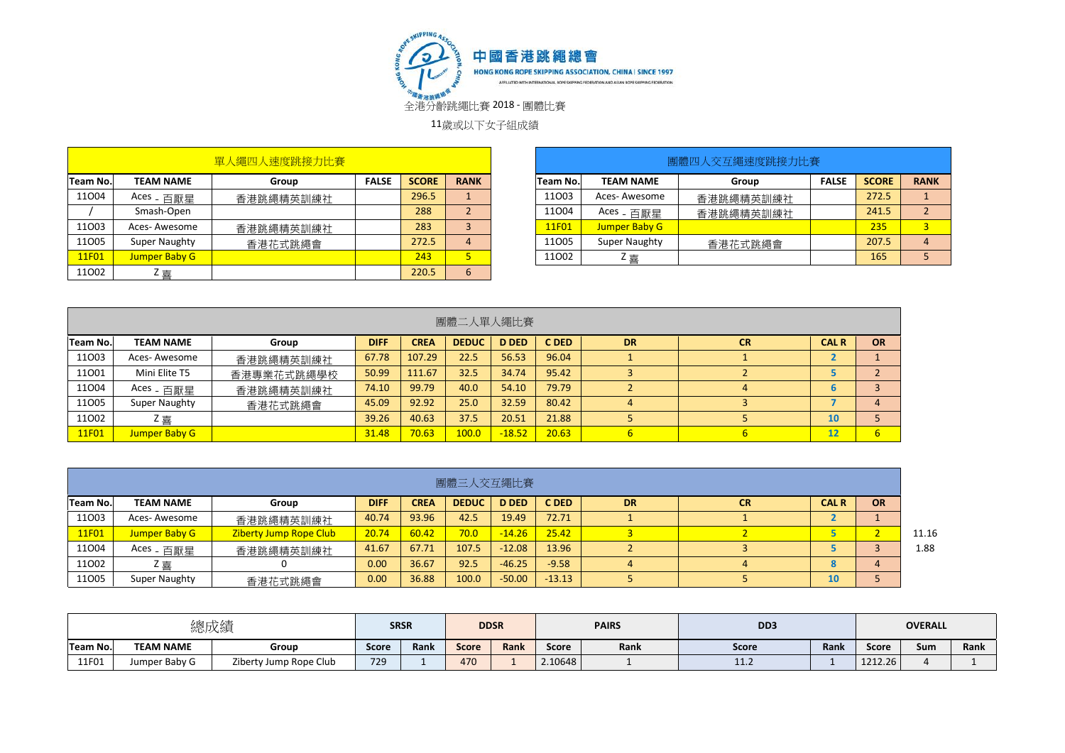中國香港跳繩總會

HONG KONG ROPE SKIPPING ASSOCIATION, CHINA | SINCE 1997

AFFILIATED WITH INTERNATIONAL ROPE SKIPPING FEDERATION AND ASIAN ROPE SKIPPING FEDERATION

全港分齡跳繩比賽 2018 - 團體比賽

11歲或以下女子組成績

| 單人繩四人速度跳接力比賽 | | | | | |
|---|---|---|---|---|---|
| Team No. | TEAM NAME | Group | FALSE | SCORE | RANK |
| 11O04 | Aces - 百厭星 | 香港跳繩精英訓練社 | | 296.5 | 1 |
| / | Smash-Open | | | 288 | 2 |
| 11O03 | Aces- Awesome | 香港跳繩精英訓練社 | | 283 | 3 |
| 11O05 | Super Naughty | 香港花式跳繩會 | | 272.5 | 4 |
| 11F01 | Jumper Baby G | | | 243 | 5 |
| 11O02 | Z 喜 | | | 220.5 | 6 |

| 團體四人交互繩速度跳接力比賽 | | | | | |
|---|---|---|---|---|---|
| Team No. | TEAM NAME | Group | FALSE | SCORE | RANK |
| 11O03 | Aces- Awesome | 香港跳繩精英訓練社 | | 272.5 | 1 |
| 11O04 | Aces - 百厭星 | 香港跳繩精英訓練社 | | 241.5 | 2 |
| 11F01 | Jumper Baby G | | | 235 | 3 |
| 11O05 | Super Naughty | 香港花式跳繩會 | | 207.5 | 4 |
| 11O02 | Z 喜 | | | 165 | 5 |

| 團體二人單人繩比賽 | | | | | | | | | | | | |
|---|---|---|---|---|---|---|---|---|---|---|---|---|
| Team No. | TEAM NAME | Group | DIFF | CREA | DEDUC | D DED | C DED | DR | CR | CAL R | OR |
| 11O03 | Aces- Awesome | 香港跳繩精英訓練社 | 67.78 | 107.29 | 22.5 | 56.53 | 96.04 | 1 | 1 | 2 | 1 |
| 11O01 | Mini Elite T5 | 香港專業花式跳繩學校 | 50.99 | 111.67 | 32.5 | 34.74 | 95.42 | 3 | 2 | 5 | 2 |
| 11O04 | Aces - 百厭星 | 香港跳繩精英訓練社 | 74.10 | 99.79 | 40.0 | 54.10 | 79.79 | 2 | 4 | 6 | 3 |
| 11O05 | Super Naughty | 香港花式跳繩會 | 45.09 | 92.92 | 25.0 | 32.59 | 80.42 | 4 | 3 | 7 | 4 |
| 11O02 | Z 喜 | | 39.26 | 40.63 | 37.5 | 20.51 | 21.88 | 5 | 5 | 10 | 5 |
| 11F01 | Jumper Baby G | | 31.48 | 70.63 | 100.0 | -18.52 | 20.63 | 6 | 6 | 12 | 6 |

| 團體三人交互繩比賽 | | | | | | | | | | | | |
|---|---|---|---|---|---|---|---|---|---|---|---|---|
| Team No. | TEAM NAME | Group | DIFF | CREA | DEDUC | D DED | C DED | DR | CR | CAL R | OR | |
| 11O03 | Aces- Awesome | 香港跳繩精英訓練社 | 40.74 | 93.96 | 42.5 | 19.49 | 72.71 | 1 | 1 | 2 | 1 | |
| 11F01 | Jumper Baby G | Ziberty Jump Rope Club | 20.74 | 60.42 | 70.0 | -14.26 | 25.42 | 3 | 2 | 5 | 2 | 11.16 |
| 11O04 | Aces - 百厭星 | 香港跳繩精英訓練社 | 41.67 | 67.71 | 107.5 | -12.08 | 13.96 | 2 | 3 | 5 | 3 | 1.88 |
| 11O02 | Z 喜 | 0 | 0.00 | 36.67 | 92.5 | -46.25 | -9.58 | 4 | 4 | 8 | 4 | |
| 11O05 | Super Naughty | 香港花式跳繩會 | 0.00 | 36.88 | 100.0 | -50.00 | -13.13 | 5 | 5 | 10 | 5 | |

| 總成績 | | | SRSR | | DDSR | | PAIRS | | DD3 | | OVERALL | | |
|---|---|---|---|---|---|---|---|---|---|---|---|---|---|
| Team No. | TEAM NAME | Group | Score | Rank | Score | Rank | Score | Rank | Score | Rank | Score | Sum | Rank |
| 11F01 | Jumper Baby G | Ziberty Jump Rope Club | 729 | 1 | 470 | 1 | 2.10648 | 1 | 11.2 | 1 | 1212.26 | 4 | 1 |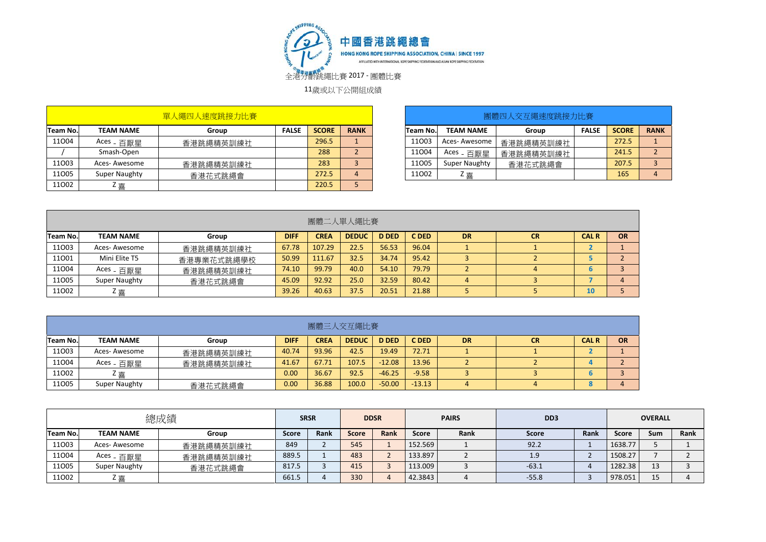# 中國香港跳繩總會

HONG KONG ROPE SKIPPING ASSOCIATION, CHINA | SINCE 1997

AFFILIATED WITH INTERNATIONAL ROPE SKIPPING FEDERATION AND ASIAN ROPE SKIPPING FEDERATION

## 全港分齡跳繩比賽 2017 - 團體比賽

### 11歲或以下公開組成績

| 單人繩四人速度跳接力比賽 | | | | | |
|---|---|---|---|---|---|
| Team No. | TEAM NAME | Group | FALSE | SCORE | RANK |
| 11O04 | Aces - 百厭星 | 香港跳繩精英訓練社 | | 296.5 | 1 |
| / | Smash-Open | | | 288 | 2 |
| 11O03 | Aces- Awesome | 香港跳繩精英訓練社 | | 283 | 3 |
| 11O05 | Super Naughty | 香港花式跳繩會 | | 272.5 | 4 |
| 11O02 | Z 喜 | | | 220.5 | 5 |

| 團體四人交互繩速度跳接力比賽 | | | | | |
|---|---|---|---|---|---|
| Team No. | TEAM NAME | Group | FALSE | SCORE | RANK |
| 11O03 | Aces- Awesome | 香港跳繩精英訓練社 | | 272.5 | 1 |
| 11O04 | Aces - 百厭星 | 香港跳繩精英訓練社 | | 241.5 | 2 |
| 11O05 | Super Naughty | 香港花式跳繩會 | | 207.5 | 3 |
| 11O02 | Z 喜 | | | 165 | 4 |

| 團體二人單人繩比賽 | | | | | | | | | | | |
|---|---|---|---|---|---|---|---|---|---|---|---|
| Team No. | TEAM NAME | Group | DIFF | CREA | DEDUC | D DED | C DED | DR | CR | CAL R | OR |
| 11O03 | Aces- Awesome | 香港跳繩精英訓練社 | 67.78 | 107.29 | 22.5 | 56.53 | 96.04 | 1 | 1 | 2 | 1 |
| 11O01 | Mini Elite T5 | 香港專業花式跳繩學校 | 50.99 | 111.67 | 32.5 | 34.74 | 95.42 | 3 | 2 | 5 | 2 |
| 11O04 | Aces - 百厭星 | 香港跳繩精英訓練社 | 74.10 | 99.79 | 40.0 | 54.10 | 79.79 | 2 | 4 | 6 | 3 |
| 11O05 | Super Naughty | 香港花式跳繩會 | 45.09 | 92.92 | 25.0 | 32.59 | 80.42 | 4 | 3 | 7 | 4 |
| 11O02 | Z 喜 | | 39.26 | 40.63 | 37.5 | 20.51 | 21.88 | 5 | 5 | 10 | 5 |

| 團體三人交互繩比賽 | | | | | | | | | | | |
|---|---|---|---|---|---|---|---|---|---|---|---|
| Team No. | TEAM NAME | Group | DIFF | CREA | DEDUC | D DED | C DED | DR | CR | CAL R | OR |
| 11O03 | Aces- Awesome | 香港跳繩精英訓練社 | 40.74 | 93.96 | 42.5 | 19.49 | 72.71 | 1 | 1 | 2 | 1 |
| 11O04 | Aces - 百厭星 | 香港跳繩精英訓練社 | 41.67 | 67.71 | 107.5 | -12.08 | 13.96 | 2 | 2 | 4 | 2 |
| 11O02 | Z 喜 | | 0.00 | 36.67 | 92.5 | -46.25 | -9.58 | 3 | 3 | 6 | 3 |
| 11O05 | Super Naughty | 香港花式跳繩會 | 0.00 | 36.88 | 100.0 | -50.00 | -13.13 | 4 | 4 | 8 | 4 |

| 總成績 | | | SRSR | | DDSR | | PAIRS | | DD3 | | OVERALL | | |
|---|---|---|---|---|---|---|---|---|---|---|---|---|---|
| Team No. | TEAM NAME | Group | Score | Rank | Score | Rank | Score | Rank | Score | Rank | Score | Sum | Rank |
| 11O03 | Aces- Awesome | 香港跳繩精英訓練社 | 849 | 2 | 545 | 1 | 152.569 | 1 | 92.2 | 1 | 1638.77 | 5 | 1 |
| 11O04 | Aces - 百厭星 | 香港跳繩精英訓練社 | 889.5 | 1 | 483 | 2 | 133.897 | 2 | 1.9 | 2 | 1508.27 | 7 | 2 |
| 11O05 | Super Naughty | 香港花式跳繩會 | 817.5 | 3 | 415 | 3 | 113.009 | 3 | -63.1 | 4 | 1282.38 | 13 | 3 |
| 11O02 | Z 喜 | | 661.5 | 4 | 330 | 4 | 42.3843 | 4 | -55.8 | 3 | 978.051 | 15 | 4 |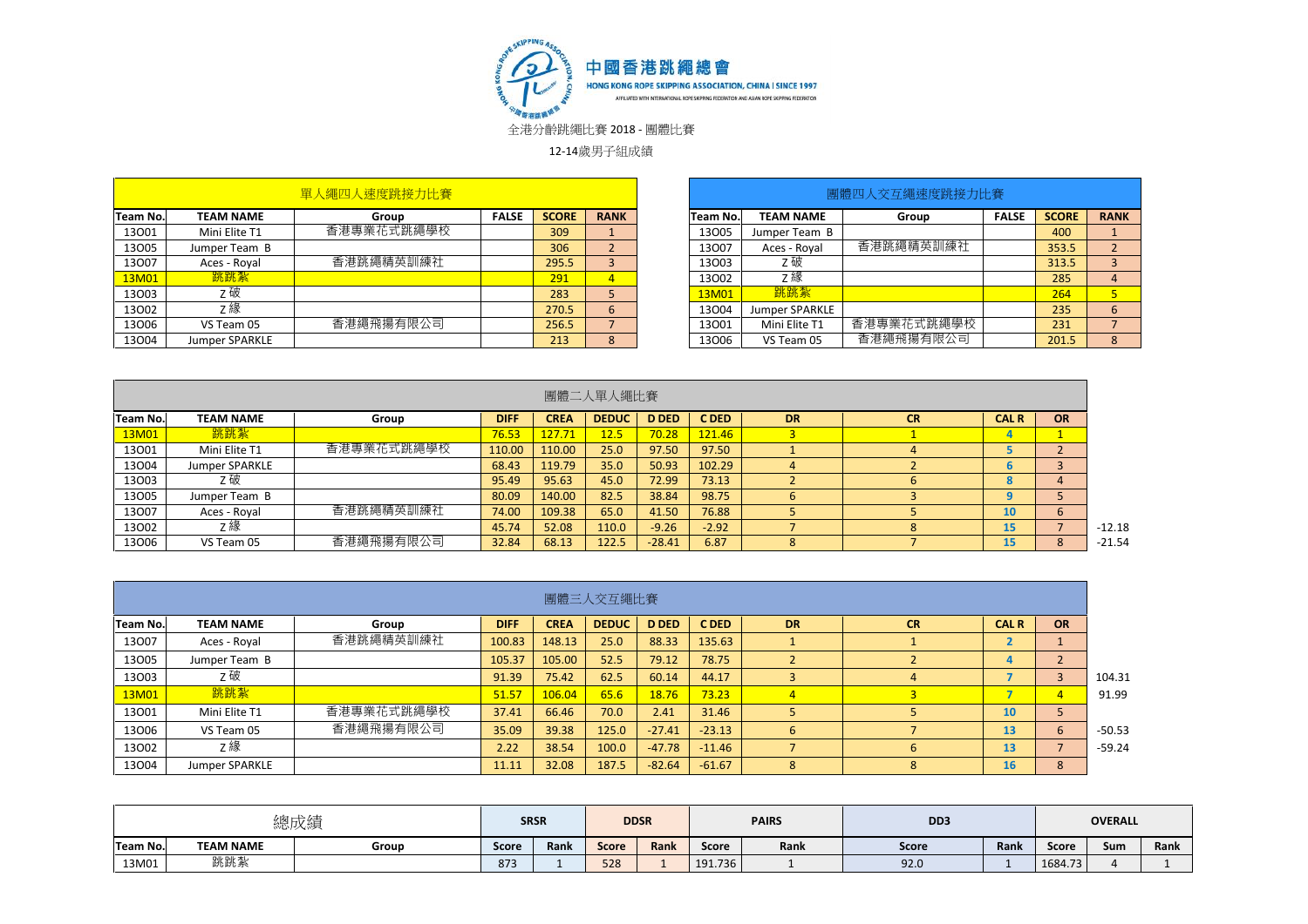中國香港跳繩總會

HONG KONG ROPE SKIPPING ASSOCIATION, CHINA | SINCE 1997

AFFILIATED WITH INTERNATIONAL ROPE SKIPPING FEDERATION AND ASIAN ROPE SKIPPING FEDERATION

全港分齡跳繩比賽 2018 - 團體比賽

12-14歲男子組成績

## 單人繩四人速度跳接力比賽

| Team No. | TEAM NAME | Group | FALSE | SCORE | RANK |
|---|---|---|---|---|---|
| 13O01 | Mini Elite T1 | 香港專業花式跳繩學校 | | 309 | 1 |
| 13O05 | Jumper Team B | | | 306 | 2 |
| 13O07 | Aces - Royal | 香港跳繩精英訓練社 | | 295.5 | 3 |
| 13M01 | 跳跳紮 | | | 291 | 4 |
| 13O03 | Z 破 | | | 283 | 5 |
| 13O02 | Z 緣 | | | 270.5 | 6 |
| 13O06 | VS Team 05 | 香港繩飛揚有限公司 | | 256.5 | 7 |
| 13O04 | Jumper SPARKLE | | | 213 | 8 |

## 團體四人交互繩速度跳接力比賽

| Team No. | TEAM NAME | Group | FALSE | SCORE | RANK |
|---|---|---|---|---|---|
| 13O05 | Jumper Team B | | | 400 | 1 |
| 13O07 | Aces - Royal | 香港跳繩精英訓練社 | | 353.5 | 2 |
| 13O03 | Z 破 | | | 313.5 | 3 |
| 13O02 | Z 緣 | | | 285 | 4 |
| 13M01 | 跳跳紮 | | | 264 | 5 |
| 13O04 | Jumper SPARKLE | | | 235 | 6 |
| 13O01 | Mini Elite T1 | 香港專業花式跳繩學校 | | 231 | 7 |
| 13O06 | VS Team 05 | 香港繩飛揚有限公司 | | 201.5 | 8 |

## 團體二人單人繩比賽

| Team No. | TEAM NAME | Group | DIFF | CREA | DEDUC | D DED | C DED | DR | CR | CAL R | OR | |
|---|---|---|---|---|---|---|---|---|---|---|---|---|
| 13M01 | 跳跳紮 | | 76.53 | 127.71 | 12.5 | 70.28 | 121.46 | 3 | 1 | 4 | 1 | |
| 13O01 | Mini Elite T1 | 香港專業花式跳繩學校 | 110.00 | 110.00 | 25.0 | 97.50 | 97.50 | 1 | 4 | 5 | 2 | |
| 13O04 | Jumper SPARKLE | | 68.43 | 119.79 | 35.0 | 50.93 | 102.29 | 4 | 2 | 6 | 3 | |
| 13O03 | Z 破 | | 95.49 | 95.63 | 45.0 | 72.99 | 73.13 | 2 | 6 | 8 | 4 | |
| 13O05 | Jumper Team B | | 80.09 | 140.00 | 82.5 | 38.84 | 98.75 | 6 | 3 | 9 | 5 | |
| 13O07 | Aces - Royal | 香港跳繩精英訓練社 | 74.00 | 109.38 | 65.0 | 41.50 | 76.88 | 5 | 5 | 10 | 6 | |
| 13O02 | Z 緣 | | 45.74 | 52.08 | 110.0 | -9.26 | -2.92 | 7 | 8 | 15 | 7 | -12.18 |
| 13O06 | VS Team 05 | 香港繩飛揚有限公司 | 32.84 | 68.13 | 122.5 | -28.41 | 6.87 | 8 | 7 | 15 | 8 | -21.54 |

## 團體三人交互繩比賽

| Team No. | TEAM NAME | Group | DIFF | CREA | DEDUC | D DED | C DED | DR | CR | CAL R | OR | |
|---|---|---|---|---|---|---|---|---|---|---|---|---|
| 13O07 | Aces - Royal | 香港跳繩精英訓練社 | 100.83 | 148.13 | 25.0 | 88.33 | 135.63 | 1 | 1 | 2 | 1 | |
| 13O05 | Jumper Team B | | 105.37 | 105.00 | 52.5 | 79.12 | 78.75 | 2 | 2 | 4 | 2 | |
| 13O03 | Z 破 | | 91.39 | 75.42 | 62.5 | 60.14 | 44.17 | 3 | 4 | 7 | 3 | 104.31 |
| 13M01 | 跳跳紮 | | 51.57 | 106.04 | 65.6 | 18.76 | 73.23 | 4 | 3 | 7 | 4 | 91.99 |
| 13O01 | Mini Elite T1 | 香港專業花式跳繩學校 | 37.41 | 66.46 | 70.0 | 2.41 | 31.46 | 5 | 5 | 10 | 5 | |
| 13O06 | VS Team 05 | 香港繩飛揚有限公司 | 35.09 | 39.38 | 125.0 | -27.41 | -23.13 | 6 | 7 | 13 | 6 | -50.53 |
| 13O02 | Z 緣 | | 2.22 | 38.54 | 100.0 | -47.78 | -11.46 | 7 | 6 | 13 | 7 | -59.24 |
| 13O04 | Jumper SPARKLE | | 11.11 | 32.08 | 187.5 | -82.64 | -61.67 | 8 | 8 | 16 | 8 | |

## 總成績

| Team No. | TEAM NAME | Group | SRSR Score | SRSR Rank | DDSR Score | DDSR Rank | PAIRS Score | PAIRS Rank | DD3 Score | DD3 Rank | OVERALL Score | OVERALL Sum | OVERALL Rank |
|---|---|---|---|---|---|---|---|---|---|---|---|---|---|
| 13M01 | 跳跳紮 | | 873 | 1 | 528 | 1 | 191.736 | 1 | 92.0 | 1 | 1684.73 | 4 | 1 |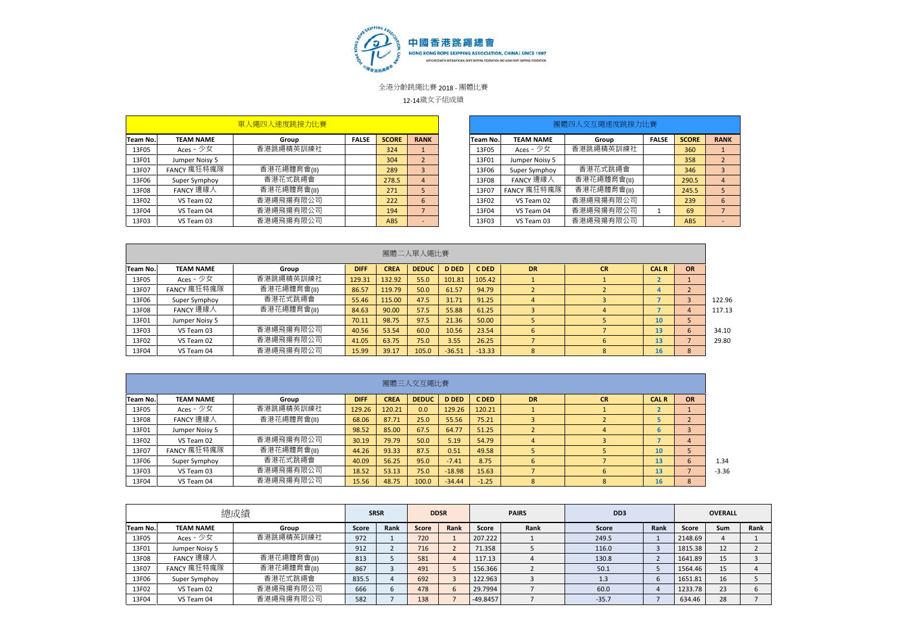中國香港跳繩總會

HONG KONG ROPE SKIPPING ASSOCIATION, CHINA | SINCE 1997

AFFILIATED WITH INTERNATIONAL ROPE SKIPPING FEDERATION AND ASIAN ROPE SKIPPING FEDERATION

全港分齡跳繩比賽 2018 - 團體比賽

12-14歲女子組成績

| 單人繩四人速度跳接力比賽 | | | | | |
|---|---|---|---|---|---|
| Team No. | TEAM NAME | Group | FALSE | SCORE | RANK |
| 13F05 | Aces - 少女 | 香港跳繩精英訓練社 | | 324 | 1 |
| 13F01 | Jumper Noisy 5 | | | 304 | 2 |
| 13F07 | FANCY 瘋狂特瘋隊 | 香港花繩體育會(II) | | 289 | 3 |
| 13F06 | Super Symphony | 香港花式跳繩會 | | 278.5 | 4 |
| 13F08 | FANCY 邊緣人 | 香港花繩體育會(II) | | 271 | 5 |
| 13F02 | VS Team 02 | 香港繩飛揚有限公司 | | 222 | 6 |
| 13F04 | VS Team 04 | 香港繩飛揚有限公司 | | 194 | 7 |
| 13F03 | VS Team 03 | 香港繩飛揚有限公司 | | ABS | - |

| 團體四人交互繩速度跳接力比賽 | | | | | |
|---|---|---|---|---|---|
| Team No. | TEAM NAME | Group | FALSE | SCORE | RANK |
| 13F05 | Aces - 少女 | 香港跳繩精英訓練社 | | 360 | 1 |
| 13F01 | Jumper Noisy 5 | | | 358 | 2 |
| 13F06 | Super Symphony | 香港花式跳繩會 | | 346 | 3 |
| 13F08 | FANCY 邊緣人 | 香港花繩體育會(II) | | 290.5 | 4 |
| 13F07 | FANCY 瘋狂特瘋隊 | 香港花繩體育會(II) | | 245.5 | 5 |
| 13F02 | VS Team 02 | 香港繩飛揚有限公司 | | 239 | 6 |
| 13F04 | VS Team 04 | 香港繩飛揚有限公司 | 1 | 69 | 7 |
| 13F03 | VS Team 03 | 香港繩飛揚有限公司 | | ABS | - |

| 團體二人單人繩比賽 | | | | | | | | | | | | |
|---|---|---|---|---|---|---|---|---|---|---|---|---|
| Team No. | TEAM NAME | Group | DIFF | CREA | DEDUC | D DED | C DED | DR | CR | CAL R | OR | |
| 13F05 | Aces - 少女 | 香港跳繩精英訓練社 | 129.31 | 132.92 | 55.0 | 101.81 | 105.42 | 1 | 1 | 2 | 1 | |
| 13F07 | FANCY 瘋狂特瘋隊 | 香港花繩體育會(II) | 86.57 | 119.79 | 50.0 | 61.57 | 94.79 | 2 | 2 | 4 | 2 | |
| 13F06 | Super Symphony | 香港花式跳繩會 | 55.46 | 115.00 | 47.5 | 31.71 | 91.25 | 4 | 3 | 7 | 3 | 122.96 |
| 13F08 | FANCY 邊緣人 | 香港花繩體育會(II) | 84.63 | 90.00 | 57.5 | 55.88 | 61.25 | 3 | 4 | 7 | 4 | 117.13 |
| 13F01 | Jumper Noisy 5 | | 70.11 | 98.75 | 97.5 | 21.36 | 50.00 | 5 | 5 | 10 | 5 | |
| 13F03 | VS Team 03 | 香港繩飛揚有限公司 | 40.56 | 53.54 | 60.0 | 10.56 | 23.54 | 6 | 7 | 13 | 6 | 34.10 |
| 13F02 | VS Team 02 | 香港繩飛揚有限公司 | 41.05 | 63.75 | 75.0 | 3.55 | 26.25 | 7 | 6 | 13 | 7 | 29.80 |
| 13F04 | VS Team 04 | 香港繩飛揚有限公司 | 15.99 | 39.17 | 105.0 | -36.51 | -13.33 | 8 | 8 | 16 | 8 | |

| 團體三人交互繩比賽 | | | | | | | | | | | | |
|---|---|---|---|---|---|---|---|---|---|---|---|---|
| Team No. | TEAM NAME | Group | DIFF | CREA | DEDUC | D DED | C DED | DR | CR | CAL R | OR | |
| 13F05 | Aces - 少女 | 香港跳繩精英訓練社 | 129.26 | 120.21 | 0.0 | 129.26 | 120.21 | 1 | 1 | 2 | 1 | |
| 13F08 | FANCY 邊緣人 | 香港花繩體育會(II) | 68.06 | 87.71 | 25.0 | 55.56 | 75.21 | 3 | 2 | 5 | 2 | |
| 13F01 | Jumper Noisy 5 | | 98.52 | 85.00 | 67.5 | 64.77 | 51.25 | 2 | 4 | 6 | 3 | |
| 13F02 | VS Team 02 | 香港繩飛揚有限公司 | 30.19 | 79.79 | 50.0 | 5.19 | 54.79 | 4 | 3 | 7 | 4 | |
| 13F07 | FANCY 瘋狂特瘋隊 | 香港花繩體育會(II) | 44.26 | 93.33 | 87.5 | 0.51 | 49.58 | 5 | 5 | 10 | 5 | |
| 13F06 | Super Symphony | 香港花式跳繩會 | 40.09 | 56.25 | 95.0 | -7.41 | 8.75 | 6 | 7 | 13 | 6 | 1.34 |
| 13F03 | VS Team 03 | 香港繩飛揚有限公司 | 18.52 | 53.13 | 75.0 | -18.98 | 15.63 | 7 | 6 | 13 | 7 | -3.36 |
| 13F04 | VS Team 04 | 香港繩飛揚有限公司 | 15.56 | 48.75 | 100.0 | -34.44 | -1.25 | 8 | 8 | 16 | 8 | |

| 總成績 | | | SRSR | | DDSR | | PAIRS | | DD3 | | OVERALL | | |
|---|---|---|---|---|---|---|---|---|---|---|---|---|---|
| Team No. | TEAM NAME | Group | Score | Rank | Score | Rank | Score | Rank | Score | Rank | Score | Sum | Rank |
| 13F05 | Aces - 少女 | 香港跳繩精英訓練社 | 972 | 1 | 720 | 1 | 207.222 | 1 | 249.5 | 1 | 2148.69 | 4 | 1 |
| 13F01 | Jumper Noisy 5 | | 912 | 2 | 716 | 2 | 71.358 | 5 | 116.0 | 3 | 1815.38 | 12 | 2 |
| 13F08 | FANCY 邊緣人 | 香港花繩體育會(II) | 813 | 5 | 581 | 4 | 117.13 | 4 | 130.8 | 2 | 1641.89 | 15 | 3 |
| 13F07 | FANCY 瘋狂特瘋隊 | 香港花繩體育會(II) | 867 | 3 | 491 | 5 | 156.366 | 2 | 50.1 | 5 | 1564.46 | 15 | 4 |
| 13F06 | Super Symphony | 香港花式跳繩會 | 835.5 | 4 | 692 | 3 | 122.963 | 3 | 1.3 | 6 | 1651.81 | 16 | 5 |
| 13F02 | VS Team 02 | 香港繩飛揚有限公司 | 666 | 6 | 478 | 6 | 29.7994 | 7 | 60.0 | 4 | 1233.78 | 23 | 6 |
| 13F04 | VS Team 04 | 香港繩飛揚有限公司 | 582 | 7 | 138 | 7 | -49.8457 | 7 | -35.7 | 7 | 634.46 | 28 | 7 |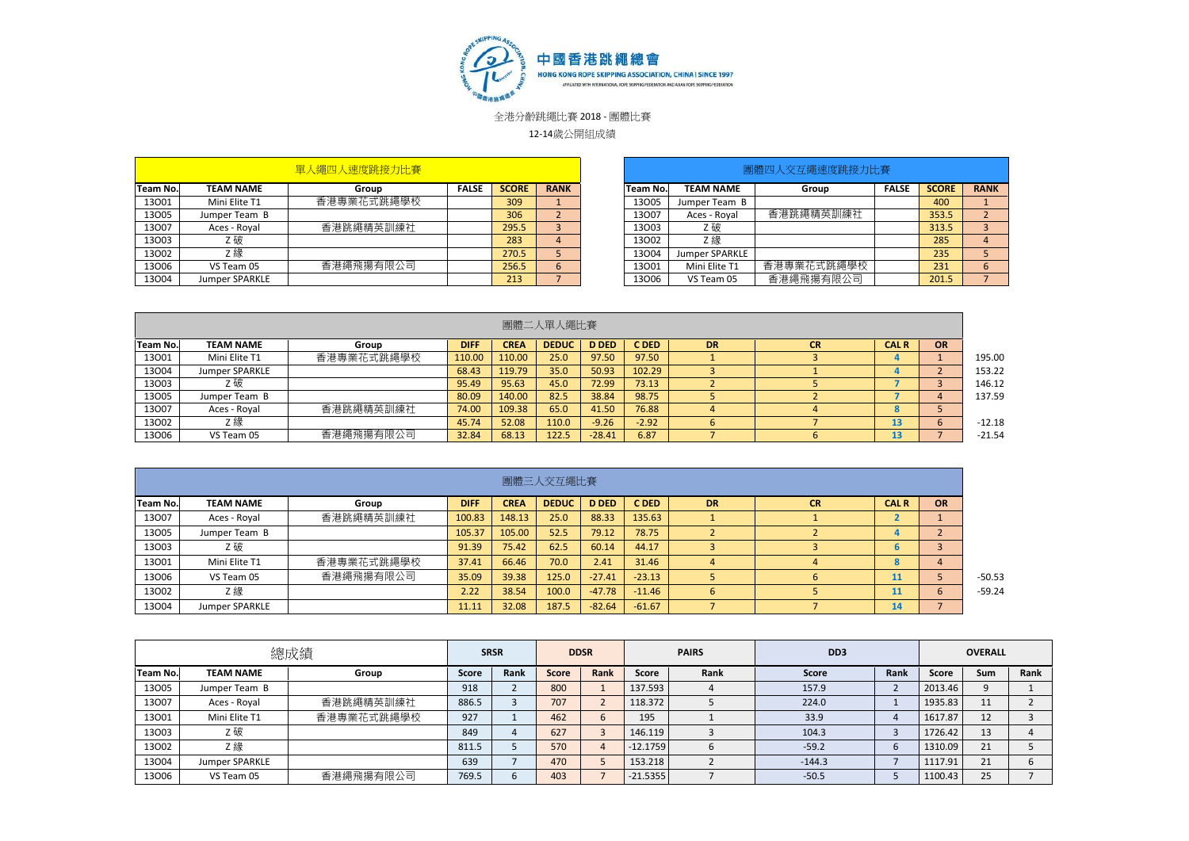中國香港跳繩總會
HONG KONG ROPE SKIPPING ASSOCIATION, CHINA | SINCE 1997
AFFILIATED WITH INTERNATIONAL ROPE SKIPPING FEDERATION AND ASIAN ROPE SKIPPING FEDERATION

全港分齡跳繩比賽 2018 - 團體比賽

12-14歲公開組成績

| 單人繩四人速度跳接力比賽 | | | | | |
|---|---|---|---|---|---|
| Team No. | TEAM NAME | Group | FALSE | SCORE | RANK |
| 13O01 | Mini Elite T1 | 香港專業花式跳繩學校 | | 309 | 1 |
| 13O05 | Jumper Team B | | | 306 | 2 |
| 13O07 | Aces - Royal | 香港跳繩精英訓練社 | | 295.5 | 3 |
| 13O03 | Z 破 | | | 283 | 4 |
| 13O02 | Z 綠 | | | 270.5 | 5 |
| 13O06 | VS Team 05 | 香港繩飛揚有限公司 | | 256.5 | 6 |
| 13O04 | Jumper SPARKLE | | | 213 | 7 |

| 團體四人交互繩速度跳接力比賽 | | | | | |
|---|---|---|---|---|---|
| Team No. | TEAM NAME | Group | FALSE | SCORE | RANK |
| 13O05 | Jumper Team B | | | 400 | 1 |
| 13O07 | Aces - Royal | 香港跳繩精英訓練社 | | 353.5 | 2 |
| 13O03 | Z 破 | | | 313.5 | 3 |
| 13O02 | Z 綠 | | | 285 | 4 |
| 13O04 | Jumper SPARKLE | | | 235 | 5 |
| 13O01 | Mini Elite T1 | 香港專業花式跳繩學校 | | 231 | 6 |
| 13O06 | VS Team 05 | 香港繩飛揚有限公司 | | 201.5 | 7 |

| 團體二人單人繩比賽 | | | | | | | | | | | | | |
|---|---|---|---|---|---|---|---|---|---|---|---|---|---|
| Team No. | TEAM NAME | Group | DIFF | CREA | DEDUC | D DED | C DED | DR | CR | CAL R | OR | |
| 13O01 | Mini Elite T1 | 香港專業花式跳繩學校 | 110.00 | 110.00 | 25.0 | 97.50 | 97.50 | 1 | 3 | 4 | 1 | 195.00 |
| 13O04 | Jumper SPARKLE | | 68.43 | 119.79 | 35.0 | 50.93 | 102.29 | 3 | 1 | 4 | 2 | 153.22 |
| 13O03 | Z 破 | | 95.49 | 95.63 | 45.0 | 72.99 | 73.13 | 2 | 5 | 7 | 3 | 146.12 |
| 13O05 | Jumper Team B | | 80.09 | 140.00 | 82.5 | 38.84 | 98.75 | 5 | 2 | 7 | 4 | 137.59 |
| 13O07 | Aces - Royal | 香港跳繩精英訓練社 | 74.00 | 109.38 | 65.0 | 41.50 | 76.88 | 4 | 4 | 8 | 5 | |
| 13O02 | Z 綠 | | 45.74 | 52.08 | 110.0 | -9.26 | -2.92 | 6 | 7 | 13 | 6 | -12.18 |
| 13O06 | VS Team 05 | 香港繩飛揚有限公司 | 32.84 | 68.13 | 122.5 | -28.41 | 6.87 | 7 | 6 | 13 | 7 | -21.54 |

| 團體三人交互繩比賽 | | | | | | | | | | | | | |
|---|---|---|---|---|---|---|---|---|---|---|---|---|---|
| Team No. | TEAM NAME | Group | DIFF | CREA | DEDUC | D DED | C DED | DR | CR | CAL R | OR | |
| 13O07 | Aces - Royal | 香港跳繩精英訓練社 | 100.83 | 148.13 | 25.0 | 88.33 | 135.63 | 1 | 1 | 2 | 1 | |
| 13O05 | Jumper Team B | | 105.37 | 105.00 | 52.5 | 79.12 | 78.75 | 2 | 2 | 4 | 2 | |
| 13O03 | Z 破 | | 91.39 | 75.42 | 62.5 | 60.14 | 44.17 | 3 | 3 | 6 | 3 | |
| 13O01 | Mini Elite T1 | 香港專業花式跳繩學校 | 37.41 | 66.46 | 70.0 | 2.41 | 31.46 | 4 | 4 | 8 | 4 | |
| 13O06 | VS Team 05 | 香港繩飛揚有限公司 | 35.09 | 39.38 | 125.0 | -27.41 | -23.13 | 5 | 6 | 11 | 5 | -50.53 |
| 13O02 | Z 綠 | | 2.22 | 38.54 | 100.0 | -47.78 | -11.46 | 6 | 5 | 11 | 6 | -59.24 |
| 13O04 | Jumper SPARKLE | | 11.11 | 32.08 | 187.5 | -82.64 | -61.67 | 7 | 7 | 14 | 7 | |

| 總成績 | | | SRSR | | DDSR | | PAIRS | | DD3 | | OVERALL | | |
|---|---|---|---|---|---|---|---|---|---|---|---|---|---|
| Team No. | TEAM NAME | Group | Score | Rank | Score | Rank | Score | Rank | Score | Rank | Score | Sum | Rank |
| 13O05 | Jumper Team B | | 918 | 2 | 800 | 1 | 137.593 | 4 | 157.9 | 2 | 2013.46 | 9 | 1 |
| 13O07 | Aces - Royal | 香港跳繩精英訓練社 | 886.5 | 3 | 707 | 2 | 118.372 | 5 | 224.0 | 1 | 1935.83 | 11 | 2 |
| 13O01 | Mini Elite T1 | 香港專業花式跳繩學校 | 927 | 1 | 462 | 6 | 195 | 1 | 33.9 | 4 | 1617.87 | 12 | 3 |
| 13O03 | Z 破 | | 849 | 4 | 627 | 3 | 146.119 | 3 | 104.3 | 3 | 1726.42 | 13 | 4 |
| 13O02 | Z 綠 | | 811.5 | 5 | 570 | 4 | -12.1759 | 6 | -59.2 | 6 | 1310.09 | 21 | 5 |
| 13O04 | Jumper SPARKLE | | 639 | 7 | 470 | 5 | 153.218 | 2 | -144.3 | 7 | 1117.91 | 21 | 6 |
| 13O06 | VS Team 05 | 香港繩飛揚有限公司 | 769.5 | 6 | 403 | 7 | -21.5355 | 7 | -50.5 | 5 | 1100.43 | 25 | 7 |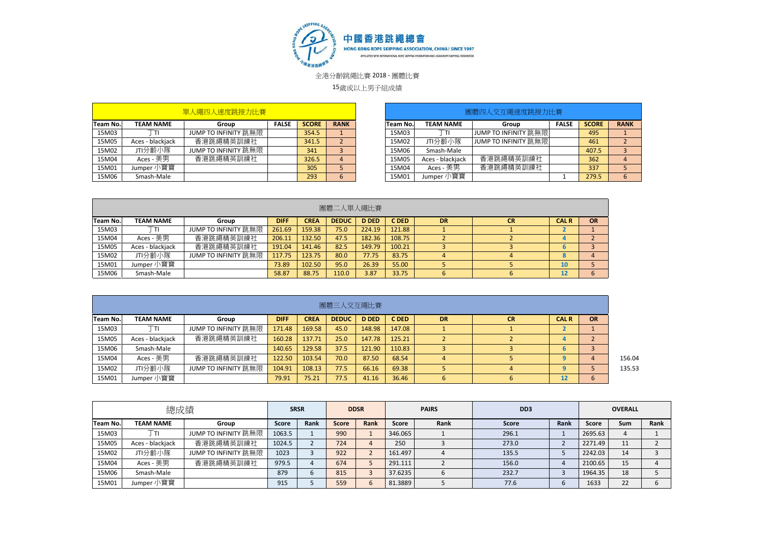中國香港跳繩總會
HONG KONG ROPE SKIPPING ASSOCIATION, CHINA | SINCE 1997
AFFILIATED WITH INTERNATIONAL ROPE SKIPPING FEDERATION AND ASIAN ROPE SKIPPING FEDERATION

全港分齡跳繩比賽 2018 - 團體比賽

15歲或以上男子組成績

| 單人繩四人速度跳接力比賽 | | | | | |
|---|---|---|---|---|---|
| Team No. | TEAM NAME | Group | FALSE | SCORE | RANK |
| 15M03 | 丁TI | JUMP TO INFINITY 跳無限 | | 354.5 | 1 |
| 15M05 | Aces - blackjack | 香港跳繩精英訓練社 | | 341.5 | 2 |
| 15M02 | JTI分齡小隊 | JUMP TO INFINITY 跳無限 | | 341 | 3 |
| 15M04 | Aces - 美男 | 香港跳繩精英訓練社 | | 326.5 | 4 |
| 15M01 | Jumper 小寶寶 | | | 305 | 5 |
| 15M06 | Smash-Male | | | 293 | 6 |

| 團體四人交互繩速度跳接力比賽 | | | | | |
|---|---|---|---|---|---|
| Team No. | TEAM NAME | Group | FALSE | SCORE | RANK |
| 15M03 | 丁TI | JUMP TO INFINITY 跳無限 | | 495 | 1 |
| 15M02 | JTI分齡小隊 | JUMP TO INFINITY 跳無限 | | 461 | 2 |
| 15M06 | Smash-Male | | | 407.5 | 3 |
| 15M05 | Aces - blackjack | 香港跳繩精英訓練社 | | 362 | 4 |
| 15M04 | Aces - 美男 | 香港跳繩精英訓練社 | | 337 | 5 |
| 15M01 | Jumper 小寶寶 | | 1 | 279.5 | 6 |

| 團體二人單人繩比賽 | | | | | | | | | | | | |
|---|---|---|---|---|---|---|---|---|---|---|---|---|
| Team No. | TEAM NAME | Group | DIFF | CREA | DEDUC | D DED | C DED | DR | CR | CAL R | OR |
| 15M03 | 丁TI | JUMP TO INFINITY 跳無限 | 261.69 | 159.38 | 75.0 | 224.19 | 121.88 | 1 | 1 | 2 | 1 |
| 15M04 | Aces - 美男 | 香港跳繩精英訓練社 | 206.11 | 132.50 | 47.5 | 182.36 | 108.75 | 2 | 2 | 4 | 2 |
| 15M05 | Aces - blackjack | 香港跳繩精英訓練社 | 191.04 | 141.46 | 82.5 | 149.79 | 100.21 | 3 | 3 | 6 | 3 |
| 15M02 | JTI分齡小隊 | JUMP TO INFINITY 跳無限 | 117.75 | 123.75 | 80.0 | 77.75 | 83.75 | 4 | 4 | 8 | 4 |
| 15M01 | Jumper 小寶寶 | | 73.89 | 102.50 | 95.0 | 26.39 | 55.00 | 5 | 5 | 10 | 5 |
| 15M06 | Smash-Male | | 58.87 | 88.75 | 110.0 | 3.87 | 33.75 | 6 | 6 | 12 | 6 |

| 團體三人交互繩比賽 | | | | | | | | | | | | |
|---|---|---|---|---|---|---|---|---|---|---|---|---|
| Team No. | TEAM NAME | Group | DIFF | CREA | DEDUC | D DED | C DED | DR | CR | CAL R | OR | |
| 15M03 | 丁TI | JUMP TO INFINITY 跳無限 | 171.48 | 169.58 | 45.0 | 148.98 | 147.08 | 1 | 1 | 2 | 1 | |
| 15M05 | Aces - blackjack | 香港跳繩精英訓練社 | 160.28 | 137.71 | 25.0 | 147.78 | 125.21 | 2 | 2 | 4 | 2 | |
| 15M06 | Smash-Male | | 140.65 | 129.58 | 37.5 | 121.90 | 110.83 | 3 | 3 | 6 | 3 | |
| 15M04 | Aces - 美男 | 香港跳繩精英訓練社 | 122.50 | 103.54 | 70.0 | 87.50 | 68.54 | 4 | 5 | 9 | 4 | 156.04 |
| 15M02 | JTI分齡小隊 | JUMP TO INFINITY 跳無限 | 104.91 | 108.13 | 77.5 | 66.16 | 69.38 | 5 | 4 | 9 | 5 | 135.53 |
| 15M01 | Jumper 小寶寶 | | 79.91 | 75.21 | 77.5 | 41.16 | 36.46 | 6 | 6 | 12 | 6 | |

| 總成績 | | | SRSR | | DDSR | | PAIRS | | DD3 | | OVERALL | | |
|---|---|---|---|---|---|---|---|---|---|---|---|---|---|
| Team No. | TEAM NAME | Group | Score | Rank | Score | Rank | Score | Rank | Score | Rank | Score | Sum | Rank |
| 15M03 | 丁TI | JUMP TO INFINITY 跳無限 | 1063.5 | 1 | 990 | 1 | 346.065 | 1 | 296.1 | 1 | 2695.63 | 4 | 1 |
| 15M05 | Aces - blackjack | 香港跳繩精英訓練社 | 1024.5 | 2 | 724 | 4 | 250 | 3 | 273.0 | 2 | 2271.49 | 11 | 2 |
| 15M02 | JTI分齡小隊 | JUMP TO INFINITY 跳無限 | 1023 | 3 | 922 | 2 | 161.497 | 4 | 135.5 | 5 | 2242.03 | 14 | 3 |
| 15M04 | Aces - 美男 | 香港跳繩精英訓練社 | 979.5 | 4 | 674 | 5 | 291.111 | 2 | 156.0 | 4 | 2100.65 | 15 | 4 |
| 15M06 | Smash-Male | | 879 | 6 | 815 | 3 | 37.6235 | 6 | 232.7 | 3 | 1964.35 | 18 | 5 |
| 15M01 | Jumper 小寶寶 | | 915 | 5 | 559 | 6 | 81.3889 | 5 | 77.6 | 6 | 1633 | 22 | 6 |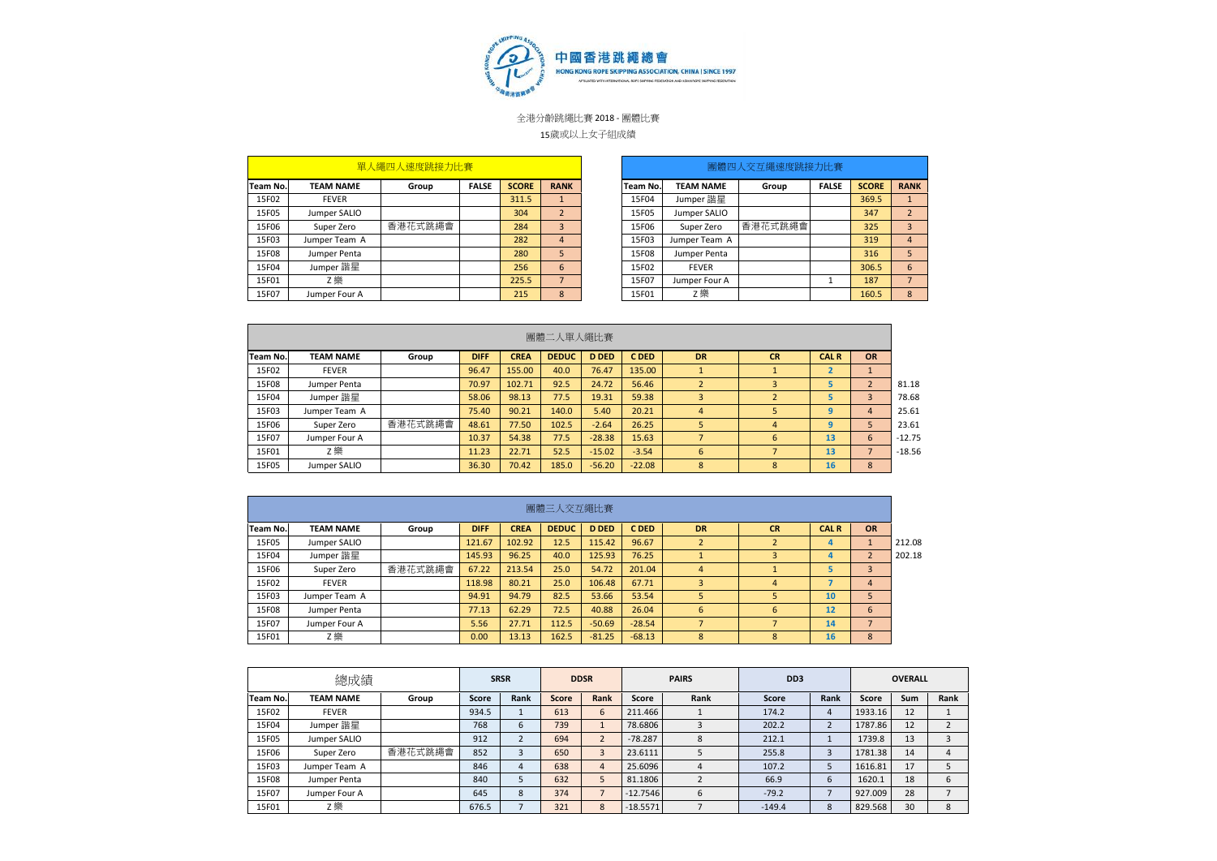中國香港跳繩總會

HONG KONG ROPE SKIPPING ASSOCIATION, CHINA | SINCE 1997

AFFILIATED WITH INTERNATIONAL ROPE SKIPPING FEDERATION AND ASIAN ROPE SKIPPING FEDERATION

全港分齡跳繩比賽 2018 - 團體比賽

15歲或以上女子組成績

| 單人繩四人速度跳接力比賽 | | | | | |
|---|---|---|---|---|---|
| Team No. | TEAM NAME | Group | FALSE | SCORE | RANK |
| 15F02 | FEVER | | | 311.5 | 1 |
| 15F05 | Jumper SALIO | | | 304 | 2 |
| 15F06 | Super Zero | 香港花式跳繩會 | | 284 | 3 |
| 15F03 | Jumper Team A | | | 282 | 4 |
| 15F08 | Jumper Penta | | | 280 | 5 |
| 15F04 | Jumper 諧星 | | | 256 | 6 |
| 15F01 | Z 樂 | | | 225.5 | 7 |
| 15F07 | Jumper Four A | | | 215 | 8 |

| 團體四人交互繩速度跳接力比賽 | | | | | |
|---|---|---|---|---|---|
| Team No. | TEAM NAME | Group | FALSE | SCORE | RANK |
| 15F04 | Jumper 諧星 | | | 369.5 | 1 |
| 15F05 | Jumper SALIO | | | 347 | 2 |
| 15F06 | Super Zero | 香港花式跳繩會 | | 325 | 3 |
| 15F03 | Jumper Team A | | | 319 | 4 |
| 15F08 | Jumper Penta | | | 316 | 5 |
| 15F02 | FEVER | | | 306.5 | 6 |
| 15F07 | Jumper Four A | | 1 | 187 | 7 |
| 15F01 | Z 樂 | | | 160.5 | 8 |

| 團體二人單人繩比賽 | | | | | | | | | | | | | |
|---|---|---|---|---|---|---|---|---|---|---|---|---|---|
| Team No. | TEAM NAME | Group | DIFF | CREA | DEDUC | D DED | C DED | DR | CR | CAL R | OR | |
| 15F02 | FEVER | | 96.47 | 155.00 | 40.0 | 76.47 | 135.00 | 1 | 1 | 2 | 1 | |
| 15F08 | Jumper Penta | | 70.97 | 102.71 | 92.5 | 24.72 | 56.46 | 2 | 3 | 5 | 2 | 81.18 |
| 15F04 | Jumper 諧星 | | 58.06 | 98.13 | 77.5 | 19.31 | 59.38 | 3 | 2 | 5 | 3 | 78.68 |
| 15F03 | Jumper Team A | | 75.40 | 90.21 | 140.0 | 5.40 | 20.21 | 4 | 5 | 9 | 4 | 25.61 |
| 15F06 | Super Zero | 香港花式跳繩會 | 48.61 | 77.50 | 102.5 | -2.64 | 26.25 | 5 | 4 | 9 | 5 | 23.61 |
| 15F07 | Jumper Four A | | 10.37 | 54.38 | 77.5 | -28.38 | 15.63 | 7 | 6 | 13 | 6 | -12.75 |
| 15F01 | Z 樂 | | 11.23 | 22.71 | 52.5 | -15.02 | -3.54 | 6 | 7 | 13 | 7 | -18.56 |
| 15F05 | Jumper SALIO | | 36.30 | 70.42 | 185.0 | -56.20 | -22.08 | 8 | 8 | 16 | 8 | |

| 團體三人交互繩比賽 | | | | | | | | | | | | |
|---|---|---|---|---|---|---|---|---|---|---|---|---|
| Team No. | TEAM NAME | Group | DIFF | CREA | DEDUC | D DED | C DED | DR | CR | CAL R | OR | |
| 15F05 | Jumper SALIO | | 121.67 | 102.92 | 12.5 | 115.42 | 96.67 | 2 | 2 | 4 | 1 | 212.08 |
| 15F04 | Jumper 諧星 | | 145.93 | 96.25 | 40.0 | 125.93 | 76.25 | 1 | 3 | 4 | 2 | 202.18 |
| 15F06 | Super Zero | 香港花式跳繩會 | 67.22 | 213.54 | 25.0 | 54.72 | 201.04 | 4 | 1 | 5 | 3 | |
| 15F02 | FEVER | | 118.98 | 80.21 | 25.0 | 106.48 | 67.71 | 3 | 4 | 7 | 4 | |
| 15F03 | Jumper Team A | | 94.91 | 94.79 | 82.5 | 53.66 | 53.54 | 5 | 5 | 10 | 5 | |
| 15F08 | Jumper Penta | | 77.13 | 62.29 | 72.5 | 40.88 | 26.04 | 6 | 6 | 12 | 6 | |
| 15F07 | Jumper Four A | | 5.56 | 27.71 | 112.5 | -50.69 | -28.54 | 7 | 7 | 14 | 7 | |
| 15F01 | Z 樂 | | 0.00 | 13.13 | 162.5 | -81.25 | -68.13 | 8 | 8 | 16 | 8 | |

| 總成績 | | | SRSR | | DDSR | | PAIRS | | DD3 | | OVERALL | | |
|---|---|---|---|---|---|---|---|---|---|---|---|---|---|
| Team No. | TEAM NAME | Group | Score | Rank | Score | Rank | Score | Rank | Score | Rank | Score | Sum | Rank |
| 15F02 | FEVER | | 934.5 | 1 | 613 | 6 | 211.466 | 1 | 174.2 | 4 | 1933.16 | 12 | 1 |
| 15F04 | Jumper 諧星 | | 768 | 6 | 739 | 1 | 78.6806 | 3 | 202.2 | 2 | 1787.86 | 12 | 2 |
| 15F05 | Jumper SALIO | | 912 | 2 | 694 | 2 | -78.287 | 8 | 212.1 | 1 | 1739.8 | 13 | 3 |
| 15F06 | Super Zero | 香港花式跳繩會 | 852 | 3 | 650 | 3 | 23.6111 | 5 | 255.8 | 3 | 1781.38 | 14 | 4 |
| 15F03 | Jumper Team A | | 846 | 4 | 638 | 4 | 25.6096 | 4 | 107.2 | 5 | 1616.81 | 17 | 5 |
| 15F08 | Jumper Penta | | 840 | 5 | 632 | 5 | 81.1806 | 2 | 66.9 | 6 | 1620.1 | 18 | 6 |
| 15F07 | Jumper Four A | | 645 | 8 | 374 | 7 | -12.7546 | 6 | -79.2 | 7 | 927.009 | 28 | 7 |
| 15F01 | Z 樂 | | 676.5 | 7 | 321 | 8 | -18.5571 | 7 | -149.4 | 8 | 829.568 | 30 | 8 |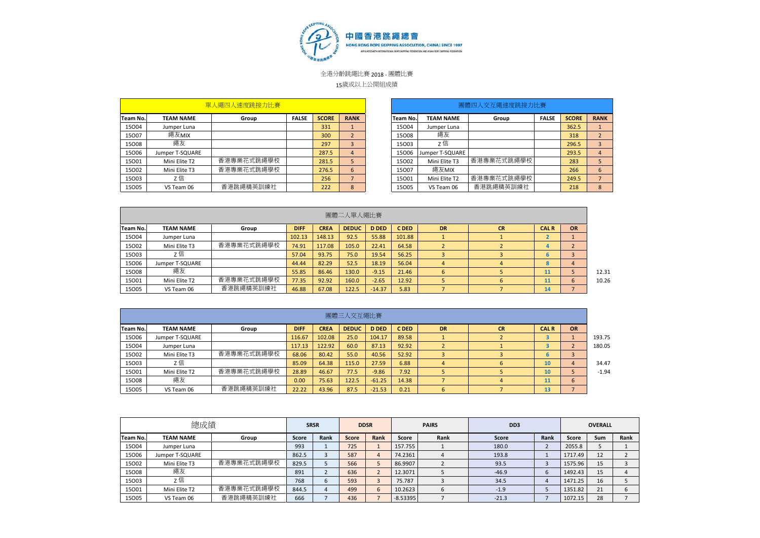中國香港跳繩總會

HONG KONG ROPE SKIPPING ASSOCIATION, CHINA | SINCE 1997

AFFILIATED WITH INTERNATIONAL ROPE SKIPPING FEDERATION AND ASIAN ROPE SKIPPING FEDERATION

全港分齡跳繩比賽 2018 - 團體比賽

15歲或以上公開組成績

| 單人繩四人速度跳接力比賽 | | | | | |
|---|---|---|---|---|---|
| Team No. | TEAM NAME | Group | FALSE | SCORE | RANK |
| 15O04 | Jumper Luna | | | 331 | 1 |
| 15O07 | 繩友MIX | | | 300 | 2 |
| 15O08 | 繩友 | | | 297 | 3 |
| 15O06 | Jumper T-SQUARE | | | 287.5 | 4 |
| 15O01 | Mini Elite T2 | 香港專業花式跳繩學校 | | 281.5 | 5 |
| 15O02 | Mini Elite T3 | 香港專業花式跳繩學校 | | 276.5 | 6 |
| 15O03 | Z 信 | | | 256 | 7 |
| 15O05 | VS Team 06 | 香港跳繩精英訓練社 | | 222 | 8 |

| 團體四人交互繩速度跳接力比賽 | | | | | |
|---|---|---|---|---|---|
| Team No. | TEAM NAME | Group | FALSE | SCORE | RANK |
| 15O04 | Jumper Luna | | | 362.5 | 1 |
| 15O08 | 繩友 | | | 318 | 2 |
| 15O03 | Z 信 | | | 296.5 | 3 |
| 15O06 | Jumper T-SQUARE | | | 293.5 | 4 |
| 15O02 | Mini Elite T3 | 香港專業花式跳繩學校 | | 283 | 5 |
| 15O07 | 繩友MIX | | | 266 | 6 |
| 15O01 | Mini Elite T2 | 香港專業花式跳繩學校 | | 249.5 | 7 |
| 15O05 | VS Team 06 | 香港跳繩精英訓練社 | | 218 | 8 |

| 團體二人單人繩比賽 | | | | | | | | | | | | | |
|---|---|---|---|---|---|---|---|---|---|---|---|---|---|
| Team No. | TEAM NAME | Group | DIFF | CREA | DEDUC | D DED | C DED | DR | CR | CAL R | OR | |
| 15O04 | Jumper Luna | | 102.13 | 148.13 | 92.5 | 55.88 | 101.88 | 1 | 1 | 2 | 1 | |
| 15O02 | Mini Elite T3 | 香港專業花式跳繩學校 | 74.91 | 117.08 | 105.0 | 22.41 | 64.58 | 2 | 2 | 4 | 2 | |
| 15O03 | Z 信 | | 57.04 | 93.75 | 75.0 | 19.54 | 56.25 | 3 | 3 | 6 | 3 | |
| 15O06 | Jumper T-SQUARE | | 44.44 | 82.29 | 52.5 | 18.19 | 56.04 | 4 | 4 | 8 | 4 | |
| 15O08 | 繩友 | | 55.85 | 86.46 | 130.0 | -9.15 | 21.46 | 6 | 5 | 11 | 5 | 12.31 |
| 15O01 | Mini Elite T2 | 香港專業花式跳繩學校 | 77.35 | 92.92 | 160.0 | -2.65 | 12.92 | 5 | 6 | 11 | 6 | 10.26 |
| 15O05 | VS Team 06 | 香港跳繩精英訓練社 | 46.88 | 67.08 | 122.5 | -14.37 | 5.83 | 7 | 7 | 14 | 7 | |

| 團體三人交互繩比賽 | | | | | | | | | | | | | |
|---|---|---|---|---|---|---|---|---|---|---|---|---|---|
| Team No. | TEAM NAME | Group | DIFF | CREA | DEDUC | D DED | C DED | DR | CR | CAL R | OR | |
| 15O06 | Jumper T-SQUARE | | 116.67 | 102.08 | 25.0 | 104.17 | 89.58 | 1 | 2 | 3 | 1 | 193.75 |
| 15O04 | Jumper Luna | | 117.13 | 122.92 | 60.0 | 87.13 | 92.92 | 2 | 1 | 3 | 2 | 180.05 |
| 15O02 | Mini Elite T3 | 香港專業花式跳繩學校 | 68.06 | 80.42 | 55.0 | 40.56 | 52.92 | 3 | 3 | 6 | 3 | |
| 15O03 | Z 信 | | 85.09 | 64.38 | 115.0 | 27.59 | 6.88 | 4 | 6 | 10 | 4 | 34.47 |
| 15O01 | Mini Elite T2 | 香港專業花式跳繩學校 | 28.89 | 46.67 | 77.5 | -9.86 | 7.92 | 5 | 5 | 10 | 5 | -1.94 |
| 15O08 | 繩友 | | 0.00 | 75.63 | 122.5 | -61.25 | 14.38 | 7 | 4 | 11 | 6 | |
| 15O05 | VS Team 06 | 香港跳繩精英訓練社 | 22.22 | 43.96 | 87.5 | -21.53 | 0.21 | 6 | 7 | 13 | 7 | |

| 總成績 | | | SRSR | | DDSR | | PAIRS | | DD3 | | OVERALL | | |
|---|---|---|---|---|---|---|---|---|---|---|---|---|---|
| Team No. | TEAM NAME | Group | Score | Rank | Score | Rank | Score | Rank | Score | Rank | Score | Sum | Rank |
| 15O04 | Jumper Luna | | 993 | 1 | 725 | 1 | 157.755 | 1 | 180.0 | 2 | 2055.8 | 5 | 1 |
| 15O06 | Jumper T-SQUARE | | 862.5 | 3 | 587 | 4 | 74.2361 | 4 | 193.8 | 1 | 1717.49 | 12 | 2 |
| 15O02 | Mini Elite T3 | 香港專業花式跳繩學校 | 829.5 | 5 | 566 | 5 | 86.9907 | 2 | 93.5 | 3 | 1575.96 | 15 | 3 |
| 15O08 | 繩友 | | 891 | 2 | 636 | 2 | 12.3071 | 5 | -46.9 | 6 | 1492.43 | 15 | 4 |
| 15O03 | Z 信 | | 768 | 6 | 593 | 3 | 75.787 | 3 | 34.5 | 4 | 1471.25 | 16 | 5 |
| 15O01 | Mini Elite T2 | 香港專業花式跳繩學校 | 844.5 | 4 | 499 | 6 | 10.2623 | 6 | -1.9 | 5 | 1351.82 | 21 | 6 |
| 15O05 | VS Team 06 | 香港跳繩精英訓練社 | 666 | 7 | 436 | 7 | -8.53395 | 7 | -21.3 | 7 | 1072.15 | 28 | 7 |